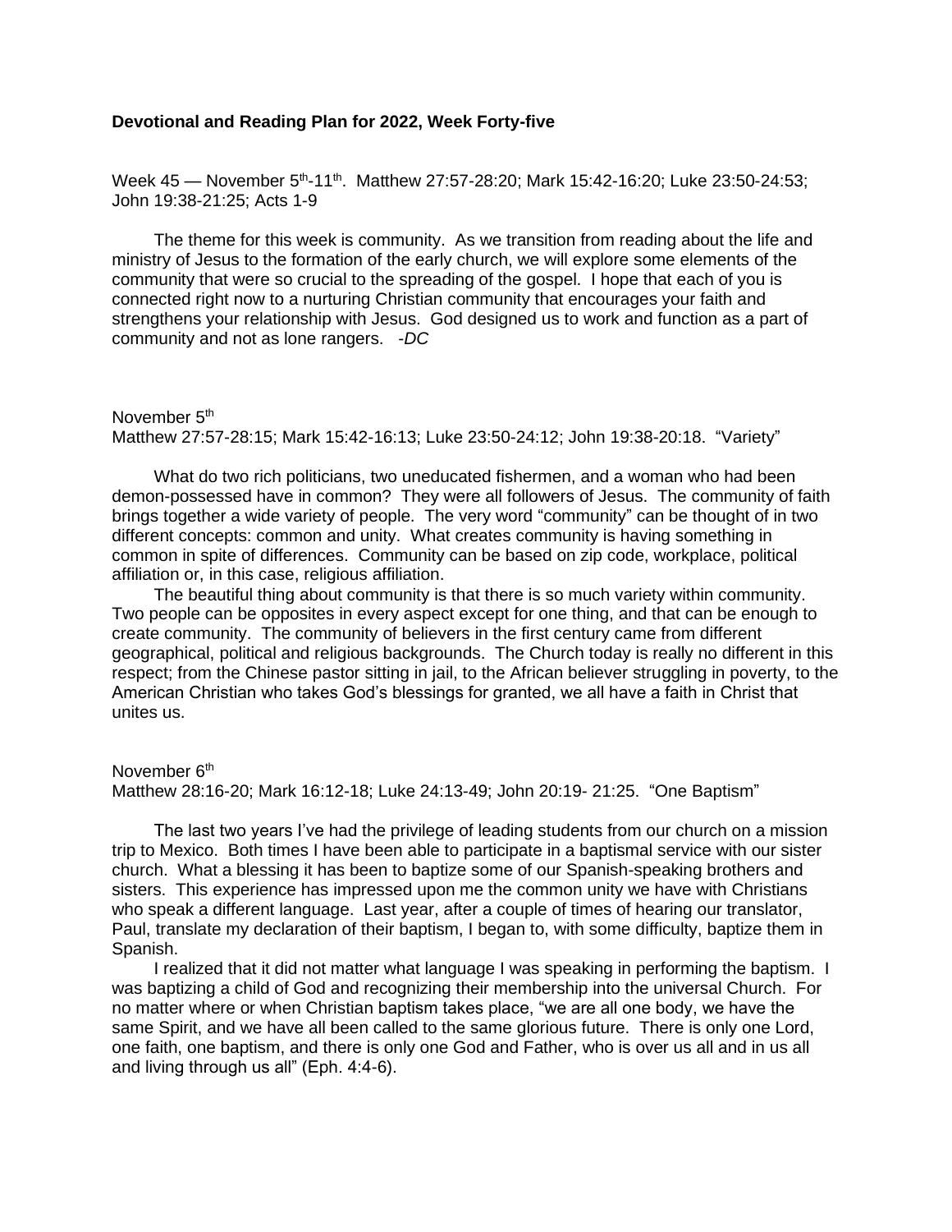**Devotional and Reading Plan for 2022, Week Forty-five**

Week 45 — November 5th-11th. Matthew 27:57-28:20; Mark 15:42-16:20; Luke 23:50-24:53; John 19:38-21:25; Acts 1-9

The theme for this week is community. As we transition from reading about the life and ministry of Jesus to the formation of the early church, we will explore some elements of the community that were so crucial to the spreading of the gospel. I hope that each of you is connected right now to a nurturing Christian community that encourages your faith and strengthens your relationship with Jesus. God designed us to work and function as a part of community and not as lone rangers. *-DC*

November 5th

Matthew 27:57-28:15; Mark 15:42-16:13; Luke 23:50-24:12; John 19:38-20:18. "Variety"

What do two rich politicians, two uneducated fishermen, and a woman who had been demon-possessed have in common? They were all followers of Jesus. The community of faith brings together a wide variety of people. The very word "community" can be thought of in two different concepts: common and unity. What creates community is having something in common in spite of differences. Community can be based on zip code, workplace, political affiliation or, in this case, religious affiliation.

The beautiful thing about community is that there is so much variety within community. Two people can be opposites in every aspect except for one thing, and that can be enough to create community. The community of believers in the first century came from different geographical, political and religious backgrounds. The Church today is really no different in this respect; from the Chinese pastor sitting in jail, to the African believer struggling in poverty, to the American Christian who takes God's blessings for granted, we all have a faith in Christ that unites us.

November 6th

Matthew 28:16-20; Mark 16:12-18; Luke 24:13-49; John 20:19- 21:25. "One Baptism"

The last two years I've had the privilege of leading students from our church on a mission trip to Mexico. Both times I have been able to participate in a baptismal service with our sister church. What a blessing it has been to baptize some of our Spanish-speaking brothers and sisters. This experience has impressed upon me the common unity we have with Christians who speak a different language. Last year, after a couple of times of hearing our translator, Paul, translate my declaration of their baptism, I began to, with some difficulty, baptize them in Spanish.

I realized that it did not matter what language I was speaking in performing the baptism. I was baptizing a child of God and recognizing their membership into the universal Church. For no matter where or when Christian baptism takes place, "we are all one body, we have the same Spirit, and we have all been called to the same glorious future. There is only one Lord, one faith, one baptism, and there is only one God and Father, who is over us all and in us all and living through us all" (Eph. 4:4-6).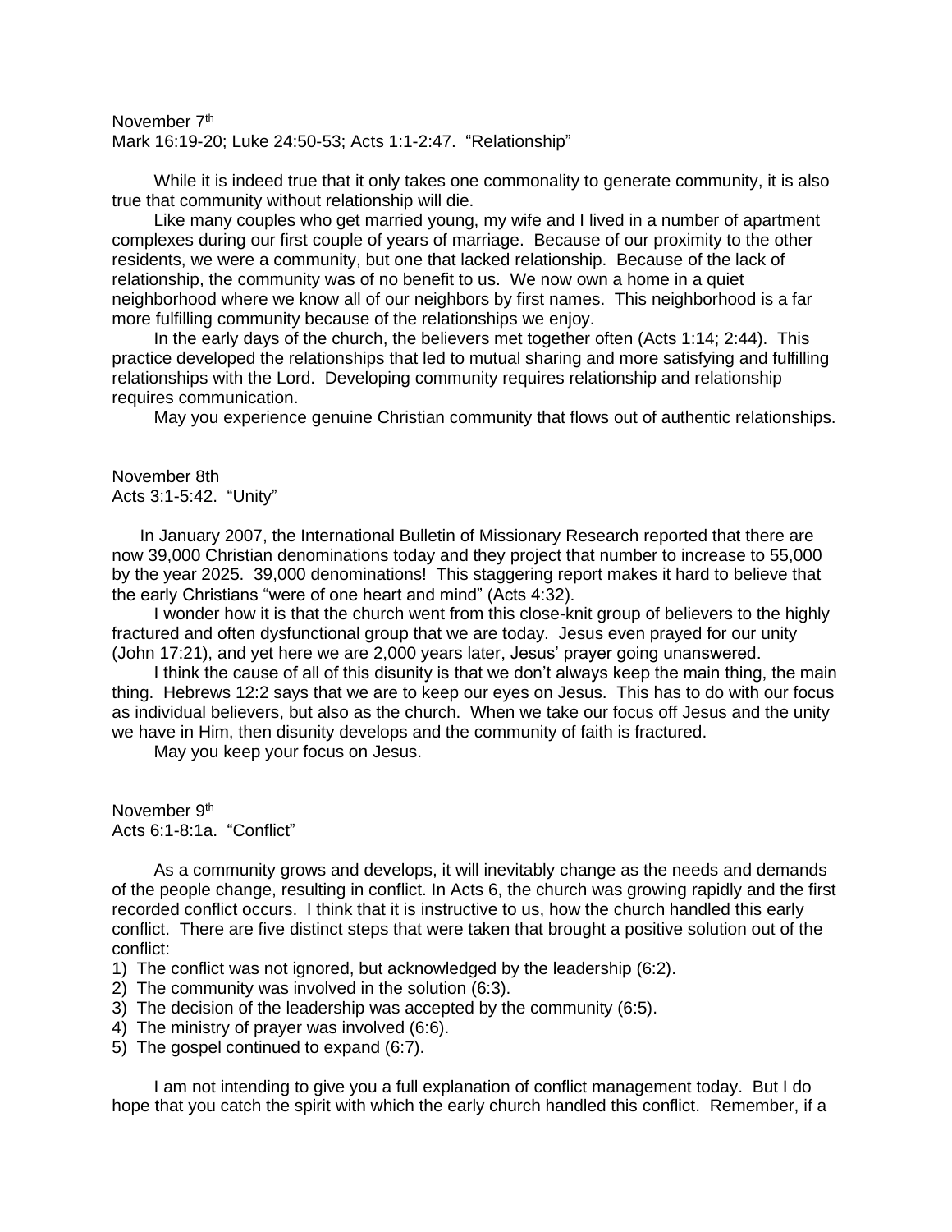November 7th
Mark 16:19-20; Luke 24:50-53; Acts 1:1-2:47. "Relationship"

While it is indeed true that it only takes one commonality to generate community, it is also true that community without relationship will die.

Like many couples who get married young, my wife and I lived in a number of apartment complexes during our first couple of years of marriage. Because of our proximity to the other residents, we were a community, but one that lacked relationship. Because of the lack of relationship, the community was of no benefit to us. We now own a home in a quiet neighborhood where we know all of our neighbors by first names. This neighborhood is a far more fulfilling community because of the relationships we enjoy.

In the early days of the church, the believers met together often (Acts 1:14; 2:44). This practice developed the relationships that led to mutual sharing and more satisfying and fulfilling relationships with the Lord. Developing community requires relationship and relationship requires communication.

May you experience genuine Christian community that flows out of authentic relationships.

November 8th
Acts 3:1-5:42. "Unity"

In January 2007, the International Bulletin of Missionary Research reported that there are now 39,000 Christian denominations today and they project that number to increase to 55,000 by the year 2025. 39,000 denominations! This staggering report makes it hard to believe that the early Christians "were of one heart and mind" (Acts 4:32).

I wonder how it is that the church went from this close-knit group of believers to the highly fractured and often dysfunctional group that we are today. Jesus even prayed for our unity (John 17:21), and yet here we are 2,000 years later, Jesus' prayer going unanswered.

I think the cause of all of this disunity is that we don't always keep the main thing, the main thing. Hebrews 12:2 says that we are to keep our eyes on Jesus. This has to do with our focus as individual believers, but also as the church. When we take our focus off Jesus and the unity we have in Him, then disunity develops and the community of faith is fractured.

May you keep your focus on Jesus.

November 9th
Acts 6:1-8:1a. "Conflict"

As a community grows and develops, it will inevitably change as the needs and demands of the people change, resulting in conflict. In Acts 6, the church was growing rapidly and the first recorded conflict occurs. I think that it is instructive to us, how the church handled this early conflict. There are five distinct steps that were taken that brought a positive solution out of the conflict:

1) The conflict was not ignored, but acknowledged by the leadership (6:2).
2) The community was involved in the solution (6:3).
3) The decision of the leadership was accepted by the community (6:5).
4) The ministry of prayer was involved (6:6).
5) The gospel continued to expand (6:7).

I am not intending to give you a full explanation of conflict management today. But I do hope that you catch the spirit with which the early church handled this conflict. Remember, if a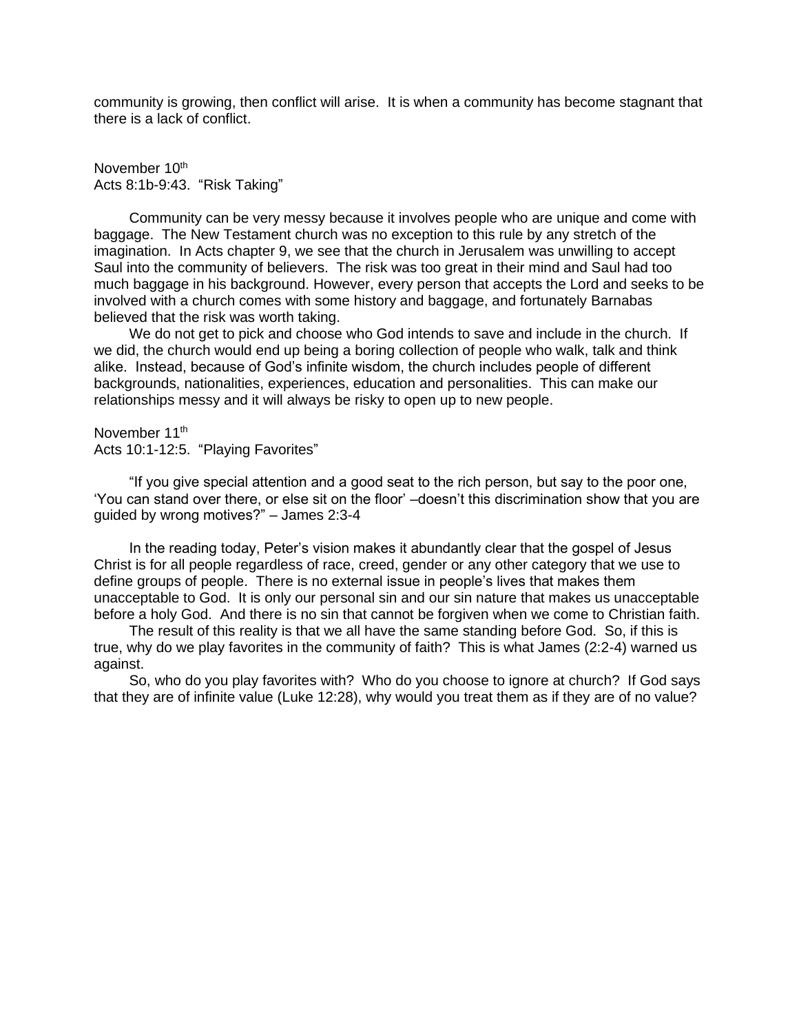community is growing, then conflict will arise. It is when a community has become stagnant that there is a lack of conflict.

November 10th
Acts 8:1b-9:43. "Risk Taking"

Community can be very messy because it involves people who are unique and come with baggage. The New Testament church was no exception to this rule by any stretch of the imagination. In Acts chapter 9, we see that the church in Jerusalem was unwilling to accept Saul into the community of believers. The risk was too great in their mind and Saul had too much baggage in his background. However, every person that accepts the Lord and seeks to be involved with a church comes with some history and baggage, and fortunately Barnabas believed that the risk was worth taking.

We do not get to pick and choose who God intends to save and include in the church. If we did, the church would end up being a boring collection of people who walk, talk and think alike. Instead, because of God's infinite wisdom, the church includes people of different backgrounds, nationalities, experiences, education and personalities. This can make our relationships messy and it will always be risky to open up to new people.

November 11th
Acts 10:1-12:5. "Playing Favorites"

"If you give special attention and a good seat to the rich person, but say to the poor one, 'You can stand over there, or else sit on the floor' –doesn't this discrimination show that you are guided by wrong motives?" – James 2:3-4

In the reading today, Peter's vision makes it abundantly clear that the gospel of Jesus Christ is for all people regardless of race, creed, gender or any other category that we use to define groups of people. There is no external issue in people's lives that makes them unacceptable to God. It is only our personal sin and our sin nature that makes us unacceptable before a holy God. And there is no sin that cannot be forgiven when we come to Christian faith.

The result of this reality is that we all have the same standing before God. So, if this is true, why do we play favorites in the community of faith? This is what James (2:2-4) warned us against.

So, who do you play favorites with? Who do you choose to ignore at church? If God says that they are of infinite value (Luke 12:28), why would you treat them as if they are of no value?